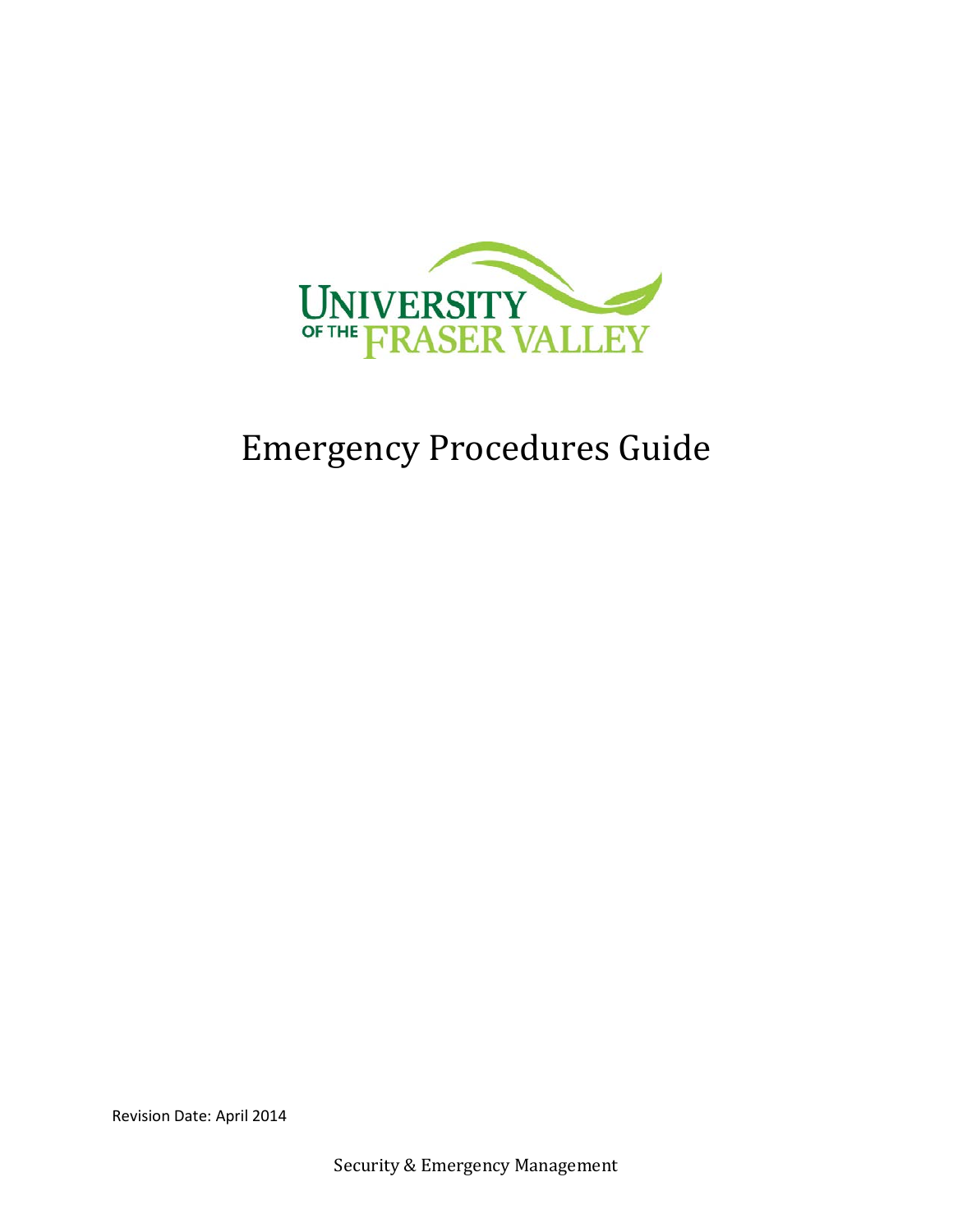UNIVERSITY OF THE FRASER VALLEY

# Emergency Procedures Guide

Revision Date: April 2014

Security & Emergency Management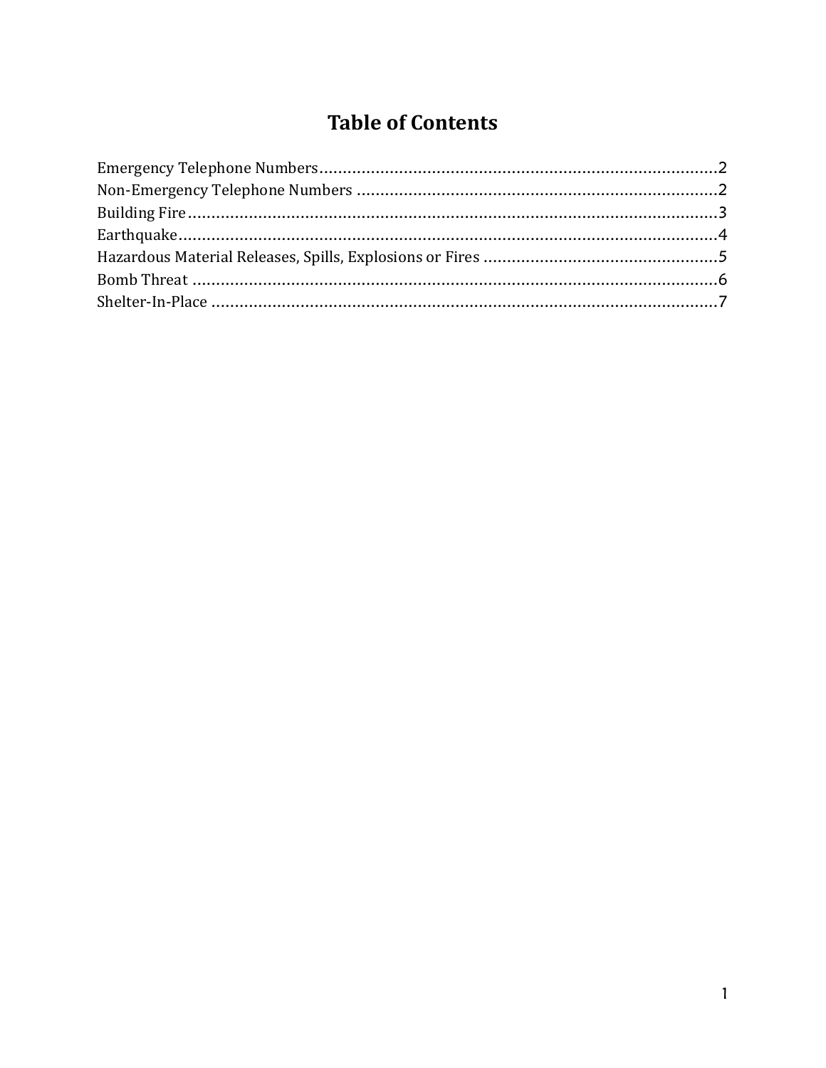# Table of Contents

Emergency Telephone Numbers....................................................................................2
Non-Emergency Telephone Numbers ............................................................................2
Building Fire.................................................................................................................3
Earthquake...................................................................................................................4
Hazardous Material Releases, Spills, Explosions or Fires .................................................5
Bomb Threat ................................................................................................................6
Shelter-In-Place ...........................................................................................................7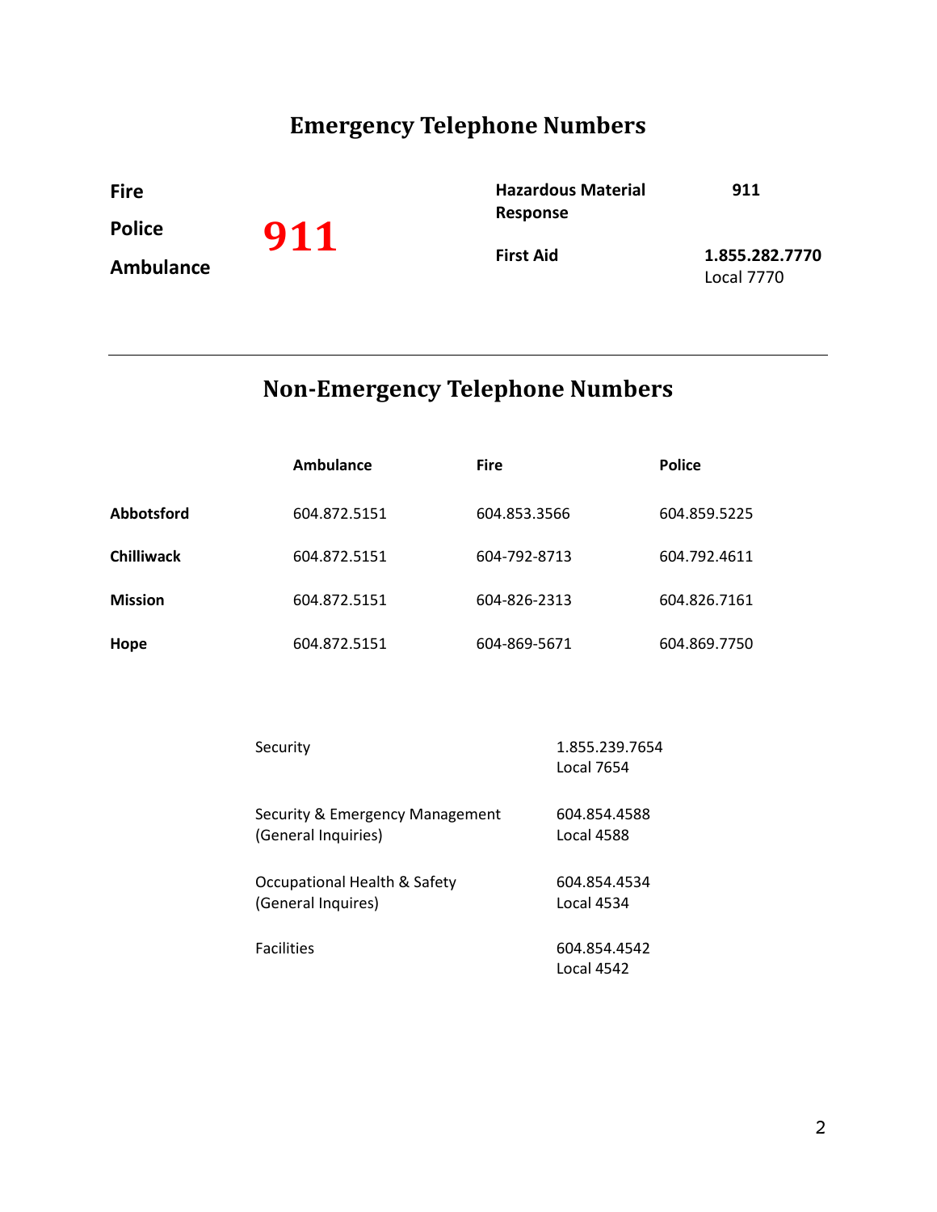# Emergency Telephone Numbers

| | | | |
|---|---|---|---|
| **Fire** | | **Hazardous Material Response** | **911** |
| **Police** | **911** | | |
| **Ambulance** | | **First Aid** | **1.855.282.7770** Local 7770 |

---

# Non-Emergency Telephone Numbers

| | **Ambulance** | **Fire** | **Police** |
|---|---|---|---|
| **Abbotsford** | 604.872.5151 | 604.853.3566 | 604.859.5225 |
| **Chilliwack** | 604.872.5151 | 604-792-8713 | 604.792.4611 |
| **Mission** | 604.872.5151 | 604-826-2313 | 604.826.7161 |
| **Hope** | 604.872.5151 | 604-869-5671 | 604.869.7750 |

| | |
|---|---|
| Security | 1.855.239.7654 Local 7654 |
| Security & Emergency Management (General Inquiries) | 604.854.4588 Local 4588 |
| Occupational Health & Safety (General Inquires) | 604.854.4534 Local 4534 |
| Facilities | 604.854.4542 Local 4542 |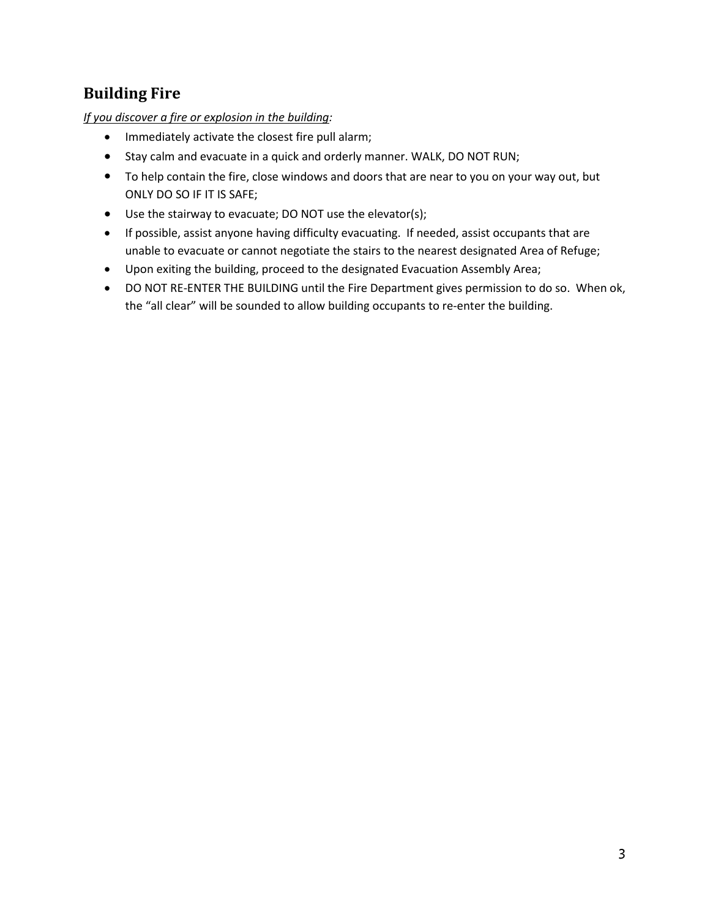## Building Fire

*If you discover a fire or explosion in the building:*

- Immediately activate the closest fire pull alarm;
- Stay calm and evacuate in a quick and orderly manner. WALK, DO NOT RUN;
- To help contain the fire, close windows and doors that are near to you on your way out, but ONLY DO SO IF IT IS SAFE;
- Use the stairway to evacuate; DO NOT use the elevator(s);
- If possible, assist anyone having difficulty evacuating. If needed, assist occupants that are unable to evacuate or cannot negotiate the stairs to the nearest designated Area of Refuge;
- Upon exiting the building, proceed to the designated Evacuation Assembly Area;
- DO NOT RE-ENTER THE BUILDING until the Fire Department gives permission to do so. When ok, the "all clear" will be sounded to allow building occupants to re-enter the building.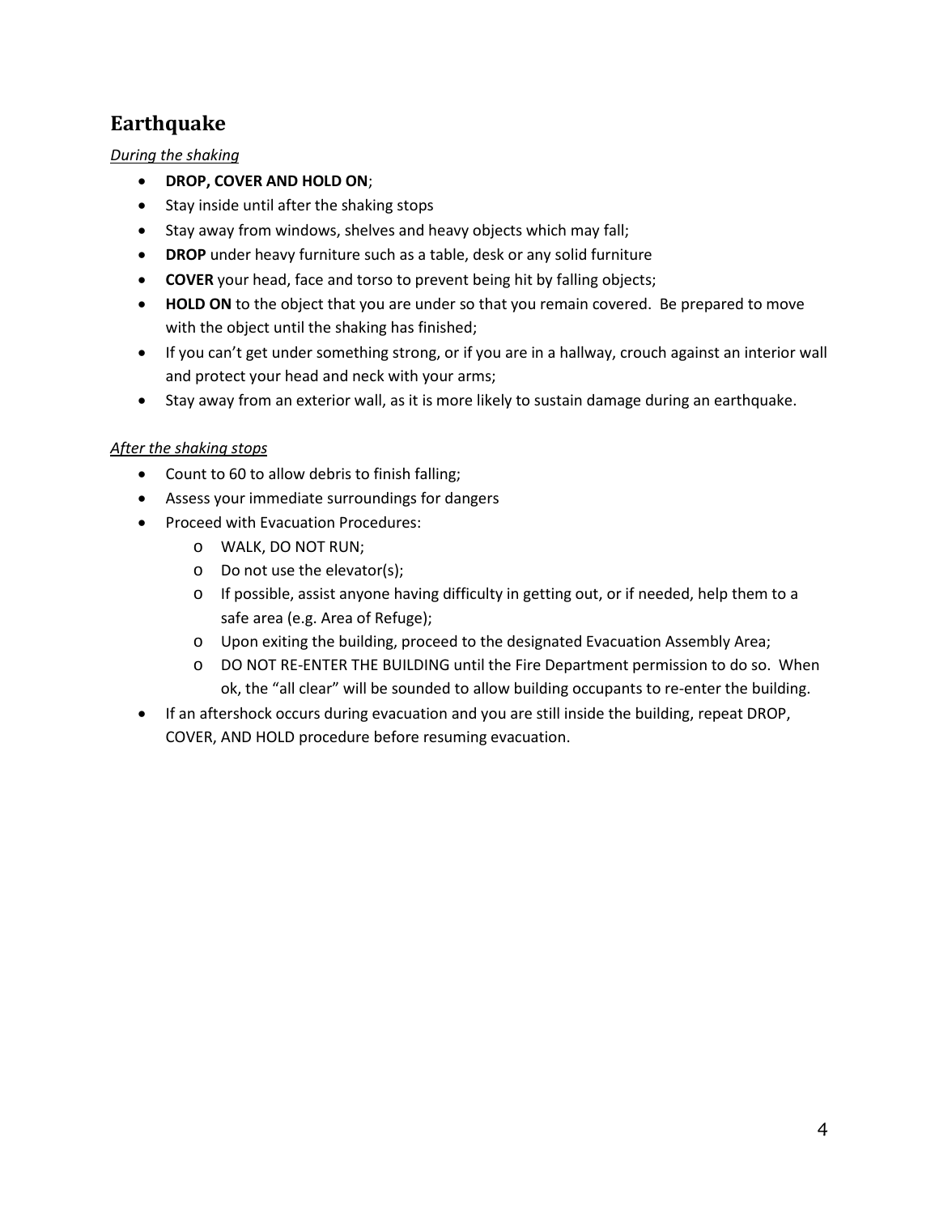## Earthquake

*During the shaking*

- **DROP, COVER AND HOLD ON**;
- Stay inside until after the shaking stops
- Stay away from windows, shelves and heavy objects which may fall;
- **DROP** under heavy furniture such as a table, desk or any solid furniture
- **COVER** your head, face and torso to prevent being hit by falling objects;
- **HOLD ON** to the object that you are under so that you remain covered. Be prepared to move with the object until the shaking has finished;
- If you can't get under something strong, or if you are in a hallway, crouch against an interior wall and protect your head and neck with your arms;
- Stay away from an exterior wall, as it is more likely to sustain damage during an earthquake.

*After the shaking stops*

- Count to 60 to allow debris to finish falling;
- Assess your immediate surroundings for dangers
- Proceed with Evacuation Procedures:
  - WALK, DO NOT RUN;
  - Do not use the elevator(s);
  - If possible, assist anyone having difficulty in getting out, or if needed, help them to a safe area (e.g. Area of Refuge);
  - Upon exiting the building, proceed to the designated Evacuation Assembly Area;
  - DO NOT RE-ENTER THE BUILDING until the Fire Department permission to do so. When ok, the "all clear" will be sounded to allow building occupants to re-enter the building.
- If an aftershock occurs during evacuation and you are still inside the building, repeat DROP, COVER, AND HOLD procedure before resuming evacuation.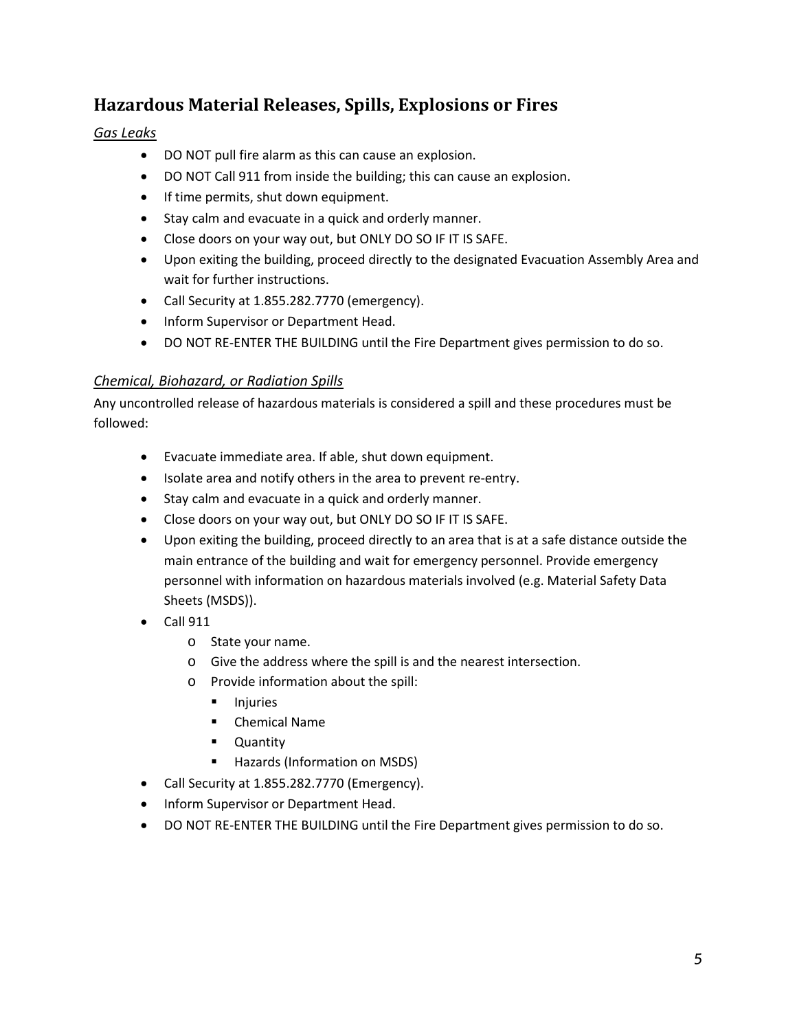## Hazardous Material Releases, Spills, Explosions or Fires

### *Gas Leaks*

- DO NOT pull fire alarm as this can cause an explosion.
- DO NOT Call 911 from inside the building; this can cause an explosion.
- If time permits, shut down equipment.
- Stay calm and evacuate in a quick and orderly manner.
- Close doors on your way out, but ONLY DO SO IF IT IS SAFE.
- Upon exiting the building, proceed directly to the designated Evacuation Assembly Area and wait for further instructions.
- Call Security at 1.855.282.7770 (emergency).
- Inform Supervisor or Department Head.
- DO NOT RE-ENTER THE BUILDING until the Fire Department gives permission to do so.

### *Chemical, Biohazard, or Radiation Spills*

Any uncontrolled release of hazardous materials is considered a spill and these procedures must be followed:

- Evacuate immediate area. If able, shut down equipment.
- Isolate area and notify others in the area to prevent re-entry.
- Stay calm and evacuate in a quick and orderly manner.
- Close doors on your way out, but ONLY DO SO IF IT IS SAFE.
- Upon exiting the building, proceed directly to an area that is at a safe distance outside the main entrance of the building and wait for emergency personnel. Provide emergency personnel with information on hazardous materials involved (e.g. Material Safety Data Sheets (MSDS)).
- Call 911
  - State your name.
  - Give the address where the spill is and the nearest intersection.
  - Provide information about the spill:
    - Injuries
    - Chemical Name
    - Quantity
    - Hazards (Information on MSDS)
- Call Security at 1.855.282.7770 (Emergency).
- Inform Supervisor or Department Head.
- DO NOT RE-ENTER THE BUILDING until the Fire Department gives permission to do so.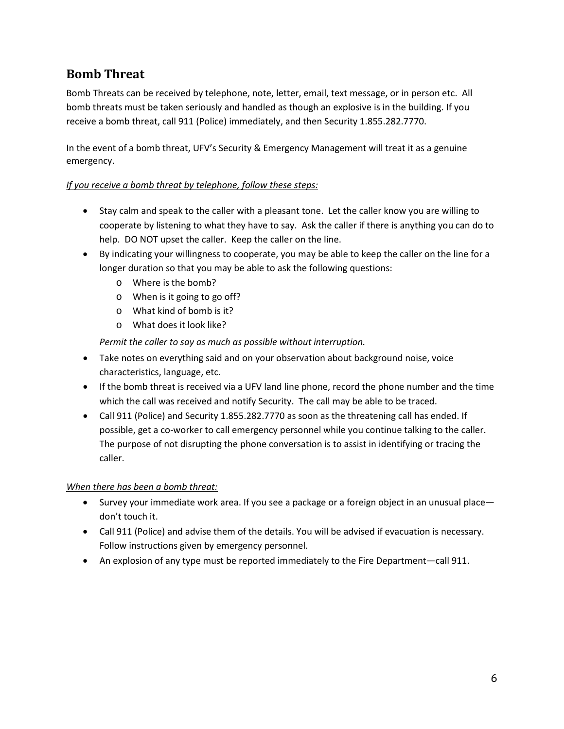## Bomb Threat

Bomb Threats can be received by telephone, note, letter, email, text message, or in person etc. All bomb threats must be taken seriously and handled as though an explosive is in the building. If you receive a bomb threat, call 911 (Police) immediately, and then Security 1.855.282.7770.

In the event of a bomb threat, UFV's Security & Emergency Management will treat it as a genuine emergency.

*If you receive a bomb threat by telephone, follow these steps:*

- Stay calm and speak to the caller with a pleasant tone. Let the caller know you are willing to cooperate by listening to what they have to say. Ask the caller if there is anything you can do to help. DO NOT upset the caller. Keep the caller on the line.
- By indicating your willingness to cooperate, you may be able to keep the caller on the line for a longer duration so that you may be able to ask the following questions:
  - Where is the bomb?
  - When is it going to go off?
  - What kind of bomb is it?
  - What does it look like?

  *Permit the caller to say as much as possible without interruption.*
- Take notes on everything said and on your observation about background noise, voice characteristics, language, etc.
- If the bomb threat is received via a UFV land line phone, record the phone number and the time which the call was received and notify Security. The call may be able to be traced.
- Call 911 (Police) and Security 1.855.282.7770 as soon as the threatening call has ended. If possible, get a co-worker to call emergency personnel while you continue talking to the caller. The purpose of not disrupting the phone conversation is to assist in identifying or tracing the caller.

*When there has been a bomb threat:*

- Survey your immediate work area. If you see a package or a foreign object in an unusual place—don't touch it.
- Call 911 (Police) and advise them of the details. You will be advised if evacuation is necessary. Follow instructions given by emergency personnel.
- An explosion of any type must be reported immediately to the Fire Department—call 911.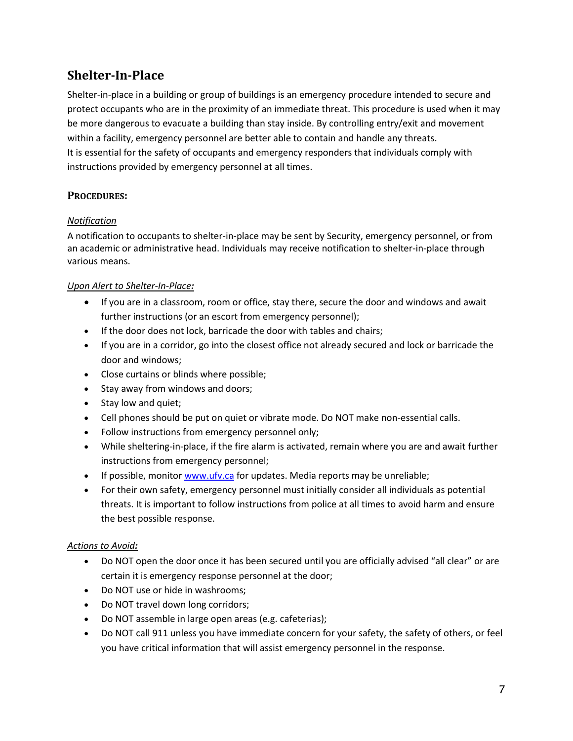## Shelter-In-Place

Shelter-in-place in a building or group of buildings is an emergency procedure intended to secure and protect occupants who are in the proximity of an immediate threat. This procedure is used when it may be more dangerous to evacuate a building than stay inside. By controlling entry/exit and movement within a facility, emergency personnel are better able to contain and handle any threats.
It is essential for the safety of occupants and emergency responders that individuals comply with instructions provided by emergency personnel at all times.

### PROCEDURES:

*Notification*

A notification to occupants to shelter-in-place may be sent by Security, emergency personnel, or from an academic or administrative head. Individuals may receive notification to shelter-in-place through various means.

*Upon Alert to Shelter-In-Place:*

- If you are in a classroom, room or office, stay there, secure the door and windows and await further instructions (or an escort from emergency personnel);
- If the door does not lock, barricade the door with tables and chairs;
- If you are in a corridor, go into the closest office not already secured and lock or barricade the door and windows;
- Close curtains or blinds where possible;
- Stay away from windows and doors;
- Stay low and quiet;
- Cell phones should be put on quiet or vibrate mode. Do NOT make non-essential calls.
- Follow instructions from emergency personnel only;
- While sheltering-in-place, if the fire alarm is activated, remain where you are and await further instructions from emergency personnel;
- If possible, monitor [www.ufv.ca](http://www.ufv.ca) for updates. Media reports may be unreliable;
- For their own safety, emergency personnel must initially consider all individuals as potential threats. It is important to follow instructions from police at all times to avoid harm and ensure the best possible response.

*Actions to Avoid:*

- Do NOT open the door once it has been secured until you are officially advised "all clear" or are certain it is emergency response personnel at the door;
- Do NOT use or hide in washrooms;
- Do NOT travel down long corridors;
- Do NOT assemble in large open areas (e.g. cafeterias);
- Do NOT call 911 unless you have immediate concern for your safety, the safety of others, or feel you have critical information that will assist emergency personnel in the response.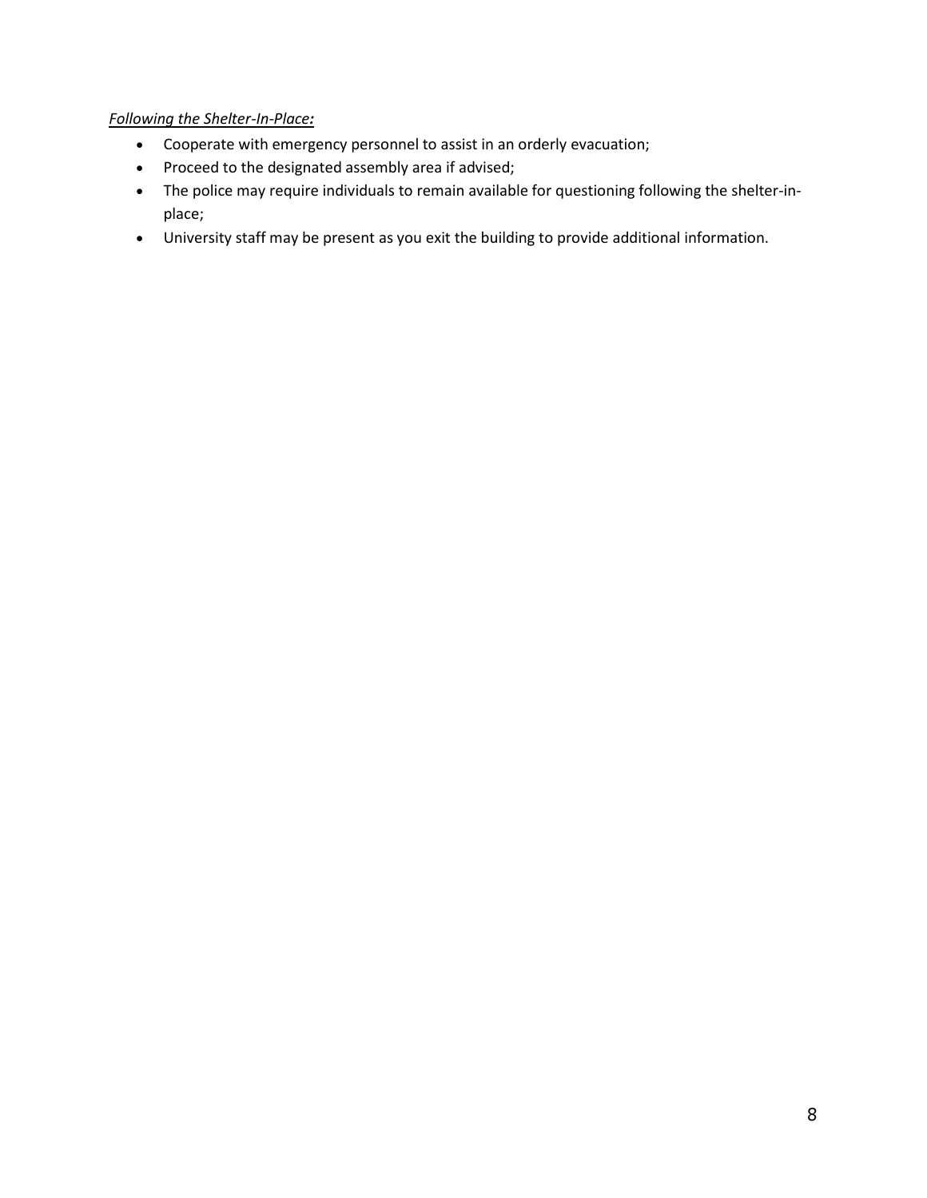*Following the Shelter-In-Place:*

- Cooperate with emergency personnel to assist in an orderly evacuation;
- Proceed to the designated assembly area if advised;
- The police may require individuals to remain available for questioning following the shelter-in-place;
- University staff may be present as you exit the building to provide additional information.